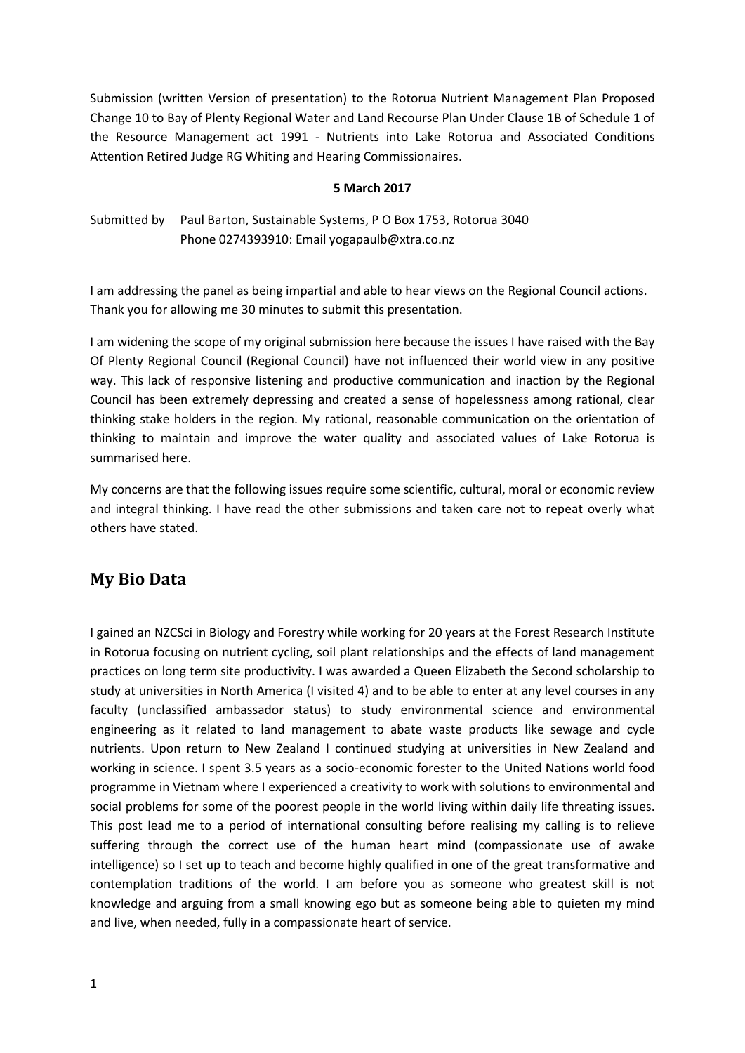Submission (written Version of presentation) to the Rotorua Nutrient Management Plan Proposed Change 10 to Bay of Plenty Regional Water and Land Recourse Plan Under Clause 1B of Schedule 1 of the Resource Management act 1991 - Nutrients into Lake Rotorua and Associated Conditions Attention Retired Judge RG Whiting and Hearing Commissionaires.

**5 March 2017**

Submitted by Paul Barton, Sustainable Systems, P O Box 1753, Rotorua 3040
Phone 0274393910: Email yogapaulb@xtra.co.nz

I am addressing the panel as being impartial and able to hear views on the Regional Council actions. Thank you for allowing me 30 minutes to submit this presentation.

I am widening the scope of my original submission here because the issues I have raised with the Bay Of Plenty Regional Council (Regional Council) have not influenced their world view in any positive way. This lack of responsive listening and productive communication and inaction by the Regional Council has been extremely depressing and created a sense of hopelessness among rational, clear thinking stake holders in the region. My rational, reasonable communication on the orientation of thinking to maintain and improve the water quality and associated values of Lake Rotorua is summarised here.

My concerns are that the following issues require some scientific, cultural, moral or economic review and integral thinking. I have read the other submissions and taken care not to repeat overly what others have stated.

## My Bio Data

I gained an NZCSci in Biology and Forestry while working for 20 years at the Forest Research Institute in Rotorua focusing on nutrient cycling, soil plant relationships and the effects of land management practices on long term site productivity. I was awarded a Queen Elizabeth the Second scholarship to study at universities in North America (I visited 4) and to be able to enter at any level courses in any faculty (unclassified ambassador status) to study environmental science and environmental engineering as it related to land management to abate waste products like sewage and cycle nutrients. Upon return to New Zealand I continued studying at universities in New Zealand and working in science. I spent 3.5 years as a socio-economic forester to the United Nations world food programme in Vietnam where I experienced a creativity to work with solutions to environmental and social problems for some of the poorest people in the world living within daily life threating issues. This post lead me to a period of international consulting before realising my calling is to relieve suffering through the correct use of the human heart mind (compassionate use of awake intelligence) so I set up to teach and become highly qualified in one of the great transformative and contemplation traditions of the world. I am before you as someone who greatest skill is not knowledge and arguing from a small knowing ego but as someone being able to quieten my mind and live, when needed, fully in a compassionate heart of service.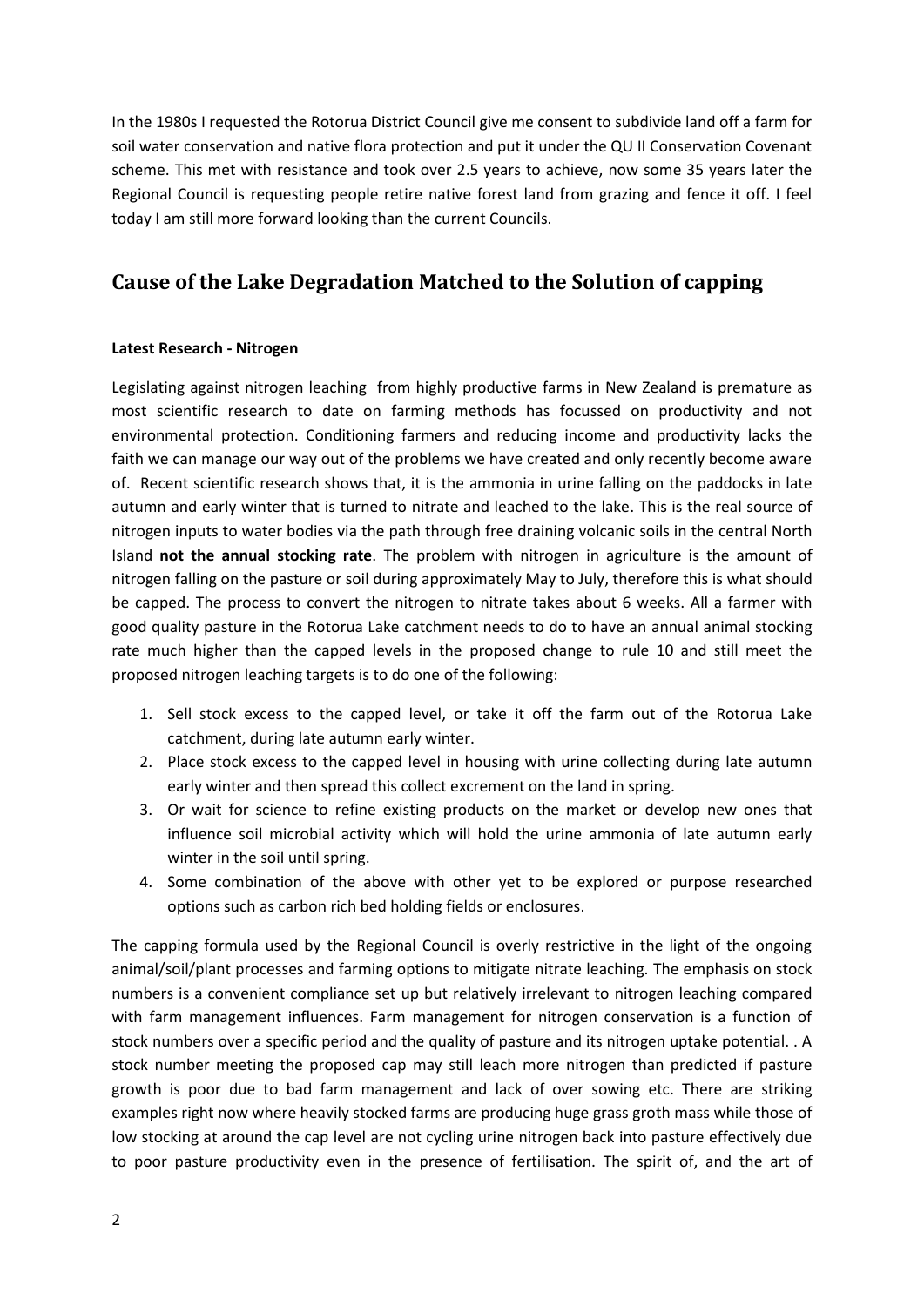In the 1980s I requested the Rotorua District Council give me consent to subdivide land off a farm for soil water conservation and native flora protection and put it under the QU II Conservation Covenant scheme. This met with resistance and took over 2.5 years to achieve, now some 35 years later the Regional Council is requesting people retire native forest land from grazing and fence it off. I feel today I am still more forward looking than the current Councils.

## Cause of the Lake Degradation Matched to the Solution of capping

**Latest Research - Nitrogen**

Legislating against nitrogen leaching from highly productive farms in New Zealand is premature as most scientific research to date on farming methods has focussed on productivity and not environmental protection. Conditioning farmers and reducing income and productivity lacks the faith we can manage our way out of the problems we have created and only recently become aware of. Recent scientific research shows that, it is the ammonia in urine falling on the paddocks in late autumn and early winter that is turned to nitrate and leached to the lake. This is the real source of nitrogen inputs to water bodies via the path through free draining volcanic soils in the central North Island **not the annual stocking rate**. The problem with nitrogen in agriculture is the amount of nitrogen falling on the pasture or soil during approximately May to July, therefore this is what should be capped. The process to convert the nitrogen to nitrate takes about 6 weeks. All a farmer with good quality pasture in the Rotorua Lake catchment needs to do to have an annual animal stocking rate much higher than the capped levels in the proposed change to rule 10 and still meet the proposed nitrogen leaching targets is to do one of the following:

1. Sell stock excess to the capped level, or take it off the farm out of the Rotorua Lake catchment, during late autumn early winter.
2. Place stock excess to the capped level in housing with urine collecting during late autumn early winter and then spread this collect excrement on the land in spring.
3. Or wait for science to refine existing products on the market or develop new ones that influence soil microbial activity which will hold the urine ammonia of late autumn early winter in the soil until spring.
4. Some combination of the above with other yet to be explored or purpose researched options such as carbon rich bed holding fields or enclosures.

The capping formula used by the Regional Council is overly restrictive in the light of the ongoing animal/soil/plant processes and farming options to mitigate nitrate leaching. The emphasis on stock numbers is a convenient compliance set up but relatively irrelevant to nitrogen leaching compared with farm management influences. Farm management for nitrogen conservation is a function of stock numbers over a specific period and the quality of pasture and its nitrogen uptake potential. . A stock number meeting the proposed cap may still leach more nitrogen than predicted if pasture growth is poor due to bad farm management and lack of over sowing etc. There are striking examples right now where heavily stocked farms are producing huge grass groth mass while those of low stocking at around the cap level are not cycling urine nitrogen back into pasture effectively due to poor pasture productivity even in the presence of fertilisation. The spirit of, and the art of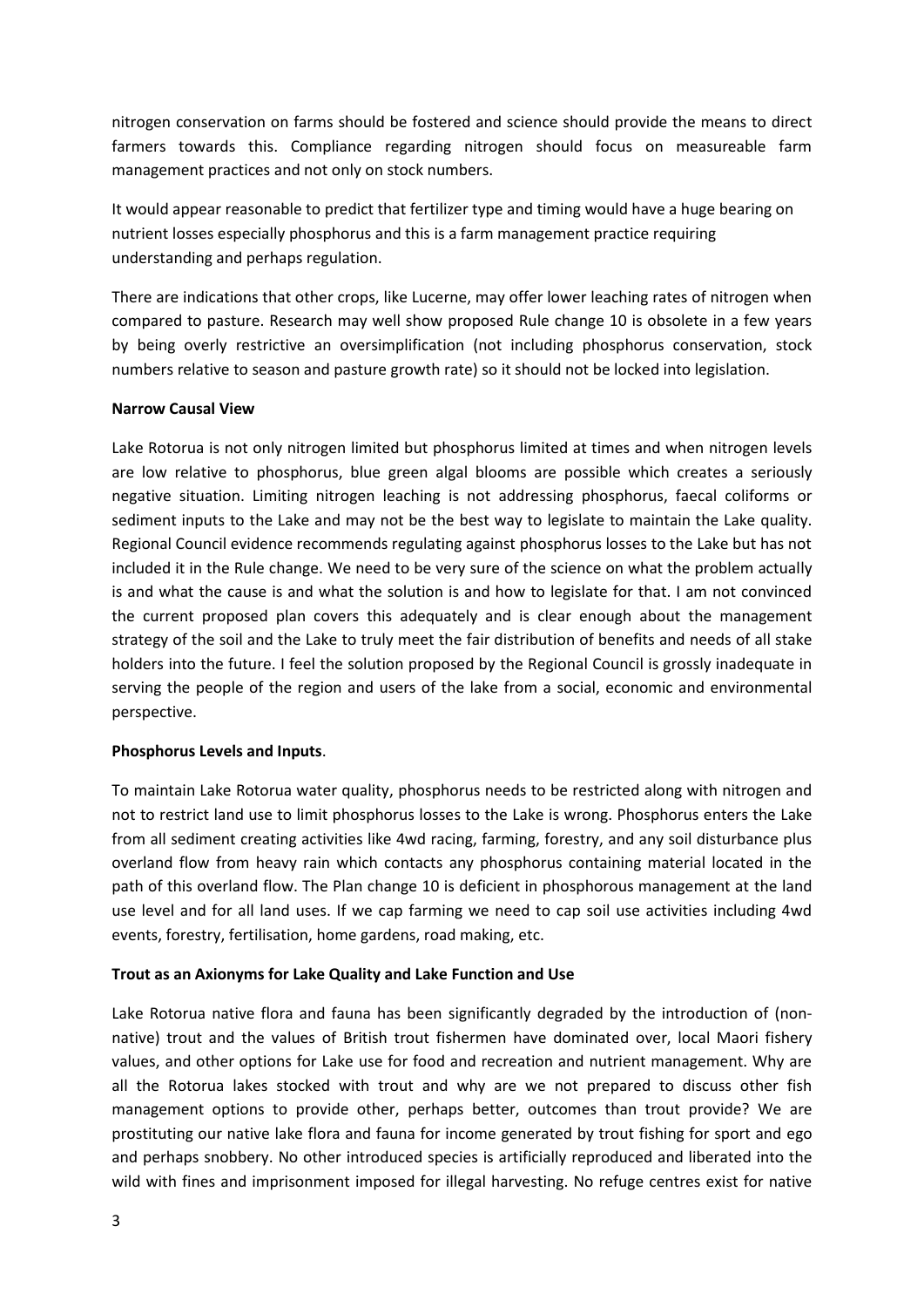nitrogen conservation on farms should be fostered and science should provide the means to direct farmers towards this. Compliance regarding nitrogen should focus on measureable farm management practices and not only on stock numbers.

It would appear reasonable to predict that fertilizer type and timing would have a huge bearing on nutrient losses especially phosphorus and this is a farm management practice requiring understanding and perhaps regulation.

There are indications that other crops, like Lucerne, may offer lower leaching rates of nitrogen when compared to pasture. Research may well show proposed Rule change 10 is obsolete in a few years by being overly restrictive an oversimplification (not including phosphorus conservation, stock numbers relative to season and pasture growth rate) so it should not be locked into legislation.

**Narrow Causal View**

Lake Rotorua is not only nitrogen limited but phosphorus limited at times and when nitrogen levels are low relative to phosphorus, blue green algal blooms are possible which creates a seriously negative situation. Limiting nitrogen leaching is not addressing phosphorus, faecal coliforms or sediment inputs to the Lake and may not be the best way to legislate to maintain the Lake quality. Regional Council evidence recommends regulating against phosphorus losses to the Lake but has not included it in the Rule change. We need to be very sure of the science on what the problem actually is and what the cause is and what the solution is and how to legislate for that. I am not convinced the current proposed plan covers this adequately and is clear enough about the management strategy of the soil and the Lake to truly meet the fair distribution of benefits and needs of all stake holders into the future. I feel the solution proposed by the Regional Council is grossly inadequate in serving the people of the region and users of the lake from a social, economic and environmental perspective.

**Phosphorus Levels and Inputs**.

To maintain Lake Rotorua water quality, phosphorus needs to be restricted along with nitrogen and not to restrict land use to limit phosphorus losses to the Lake is wrong. Phosphorus enters the Lake from all sediment creating activities like 4wd racing, farming, forestry, and any soil disturbance plus overland flow from heavy rain which contacts any phosphorus containing material located in the path of this overland flow. The Plan change 10 is deficient in phosphorous management at the land use level and for all land uses. If we cap farming we need to cap soil use activities including 4wd events, forestry, fertilisation, home gardens, road making, etc.

**Trout as an Axionyms for Lake Quality and Lake Function and Use**

Lake Rotorua native flora and fauna has been significantly degraded by the introduction of (non-native) trout and the values of British trout fishermen have dominated over, local Maori fishery values, and other options for Lake use for food and recreation and nutrient management. Why are all the Rotorua lakes stocked with trout and why are we not prepared to discuss other fish management options to provide other, perhaps better, outcomes than trout provide? We are prostituting our native lake flora and fauna for income generated by trout fishing for sport and ego and perhaps snobbery. No other introduced species is artificially reproduced and liberated into the wild with fines and imprisonment imposed for illegal harvesting. No refuge centres exist for native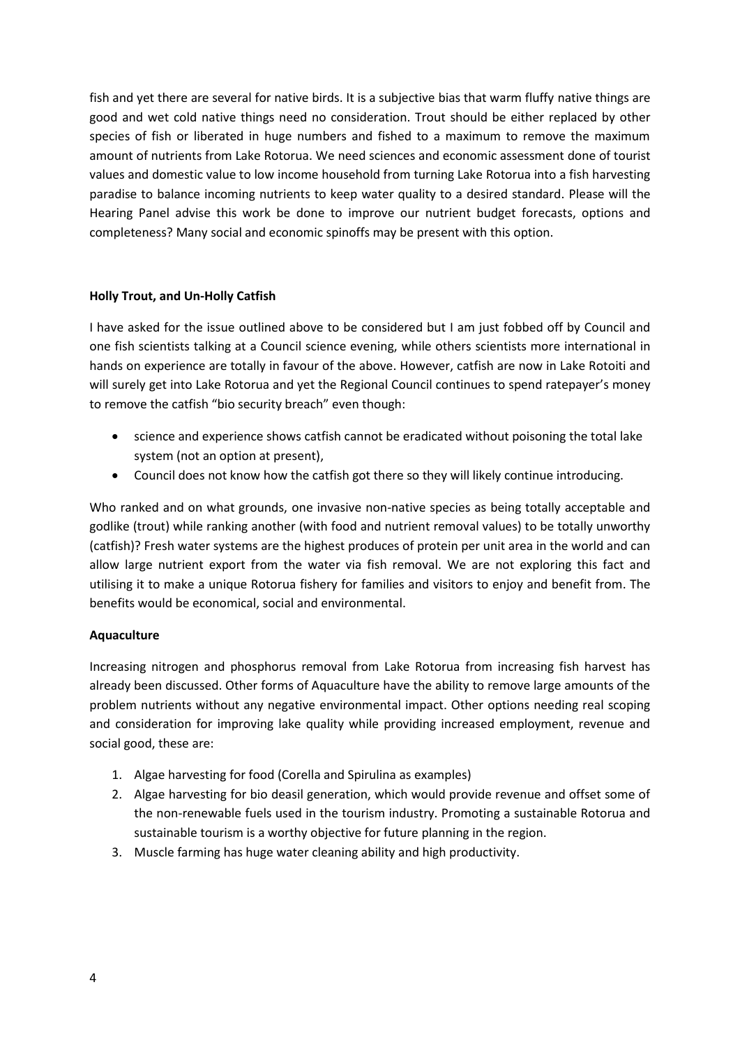fish and yet there are several for native birds. It is a subjective bias that warm fluffy native things are good and wet cold native things need no consideration. Trout should be either replaced by other species of fish or liberated in huge numbers and fished to a maximum to remove the maximum amount of nutrients from Lake Rotorua. We need sciences and economic assessment done of tourist values and domestic value to low income household from turning Lake Rotorua into a fish harvesting paradise to balance incoming nutrients to keep water quality to a desired standard. Please will the Hearing Panel advise this work be done to improve our nutrient budget forecasts, options and completeness? Many social and economic spinoffs may be present with this option.

**Holly Trout, and Un-Holly Catfish**

I have asked for the issue outlined above to be considered but I am just fobbed off by Council and one fish scientists talking at a Council science evening, while others scientists more international in hands on experience are totally in favour of the above. However, catfish are now in Lake Rotoiti and will surely get into Lake Rotorua and yet the Regional Council continues to spend ratepayer's money to remove the catfish "bio security breach" even though:

- science and experience shows catfish cannot be eradicated without poisoning the total lake system (not an option at present),
- Council does not know how the catfish got there so they will likely continue introducing.

Who ranked and on what grounds, one invasive non-native species as being totally acceptable and godlike (trout) while ranking another (with food and nutrient removal values) to be totally unworthy (catfish)? Fresh water systems are the highest produces of protein per unit area in the world and can allow large nutrient export from the water via fish removal. We are not exploring this fact and utilising it to make a unique Rotorua fishery for families and visitors to enjoy and benefit from. The benefits would be economical, social and environmental.

**Aquaculture**

Increasing nitrogen and phosphorus removal from Lake Rotorua from increasing fish harvest has already been discussed. Other forms of Aquaculture have the ability to remove large amounts of the problem nutrients without any negative environmental impact. Other options needing real scoping and consideration for improving lake quality while providing increased employment, revenue and social good, these are:

1. Algae harvesting for food (Corella and Spirulina as examples)
2. Algae harvesting for bio deasil generation, which would provide revenue and offset some of the non-renewable fuels used in the tourism industry. Promoting a sustainable Rotorua and sustainable tourism is a worthy objective for future planning in the region.
3. Muscle farming has huge water cleaning ability and high productivity.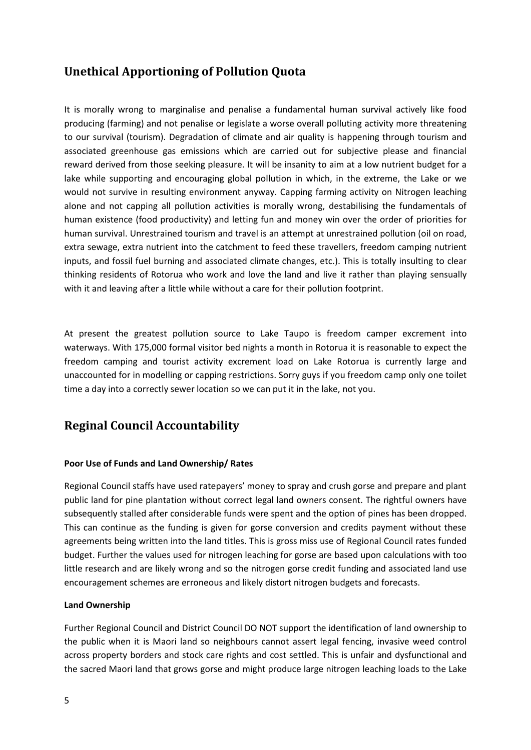## Unethical Apportioning of Pollution Quota

It is morally wrong to marginalise and penalise a fundamental human survival actively like food producing (farming) and not penalise or legislate a worse overall polluting activity more threatening to our survival (tourism). Degradation of climate and air quality is happening through tourism and associated greenhouse gas emissions which are carried out for subjective please and financial reward derived from those seeking pleasure. It will be insanity to aim at a low nutrient budget for a lake while supporting and encouraging global pollution in which, in the extreme, the Lake or we would not survive in resulting environment anyway. Capping farming activity on Nitrogen leaching alone and not capping all pollution activities is morally wrong, destabilising the fundamentals of human existence (food productivity) and letting fun and money win over the order of priorities for human survival. Unrestrained tourism and travel is an attempt at unrestrained pollution (oil on road, extra sewage, extra nutrient into the catchment to feed these travellers, freedom camping nutrient inputs, and fossil fuel burning and associated climate changes, etc.). This is totally insulting to clear thinking residents of Rotorua who work and love the land and live it rather than playing sensually with it and leaving after a little while without a care for their pollution footprint.

At present the greatest pollution source to Lake Taupo is freedom camper excrement into waterways. With 175,000 formal visitor bed nights a month in Rotorua it is reasonable to expect the freedom camping and tourist activity excrement load on Lake Rotorua is currently large and unaccounted for in modelling or capping restrictions. Sorry guys if you freedom camp only one toilet time a day into a correctly sewer location so we can put it in the lake, not you.

## Reginal Council Accountability

**Poor Use of Funds and Land Ownership/ Rates**

Regional Council staffs have used ratepayers' money to spray and crush gorse and prepare and plant public land for pine plantation without correct legal land owners consent. The rightful owners have subsequently stalled after considerable funds were spent and the option of pines has been dropped. This can continue as the funding is given for gorse conversion and credits payment without these agreements being written into the land titles. This is gross miss use of Regional Council rates funded budget. Further the values used for nitrogen leaching for gorse are based upon calculations with too little research and are likely wrong and so the nitrogen gorse credit funding and associated land use encouragement schemes are erroneous and likely distort nitrogen budgets and forecasts.

**Land Ownership**

Further Regional Council and District Council DO NOT support the identification of land ownership to the public when it is Maori land so neighbours cannot assert legal fencing, invasive weed control across property borders and stock care rights and cost settled. This is unfair and dysfunctional and the sacred Maori land that grows gorse and might produce large nitrogen leaching loads to the Lake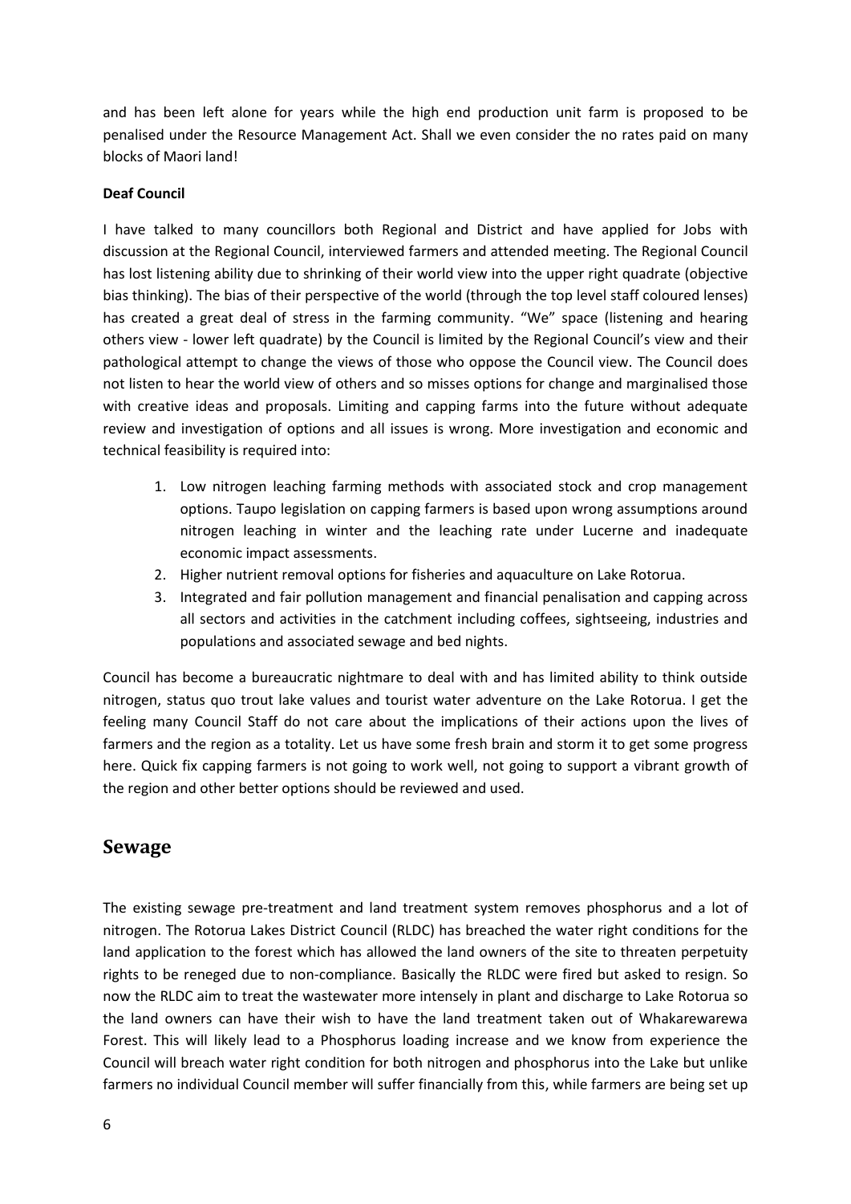and has been left alone for years while the high end production unit farm is proposed to be penalised under the Resource Management Act. Shall we even consider the no rates paid on many blocks of Maori land!

**Deaf Council**

I have talked to many councillors both Regional and District and have applied for Jobs with discussion at the Regional Council, interviewed farmers and attended meeting. The Regional Council has lost listening ability due to shrinking of their world view into the upper right quadrate (objective bias thinking). The bias of their perspective of the world (through the top level staff coloured lenses) has created a great deal of stress in the farming community. "We" space (listening and hearing others view - lower left quadrate) by the Council is limited by the Regional Council's view and their pathological attempt to change the views of those who oppose the Council view. The Council does not listen to hear the world view of others and so misses options for change and marginalised those with creative ideas and proposals. Limiting and capping farms into the future without adequate review and investigation of options and all issues is wrong. More investigation and economic and technical feasibility is required into:

1. Low nitrogen leaching farming methods with associated stock and crop management options. Taupo legislation on capping farmers is based upon wrong assumptions around nitrogen leaching in winter and the leaching rate under Lucerne and inadequate economic impact assessments.
2. Higher nutrient removal options for fisheries and aquaculture on Lake Rotorua.
3. Integrated and fair pollution management and financial penalisation and capping across all sectors and activities in the catchment including coffees, sightseeing, industries and populations and associated sewage and bed nights.

Council has become a bureaucratic nightmare to deal with and has limited ability to think outside nitrogen, status quo trout lake values and tourist water adventure on the Lake Rotorua. I get the feeling many Council Staff do not care about the implications of their actions upon the lives of farmers and the region as a totality. Let us have some fresh brain and storm it to get some progress here. Quick fix capping farmers is not going to work well, not going to support a vibrant growth of the region and other better options should be reviewed and used.

## Sewage

The existing sewage pre-treatment and land treatment system removes phosphorus and a lot of nitrogen. The Rotorua Lakes District Council (RLDC) has breached the water right conditions for the land application to the forest which has allowed the land owners of the site to threaten perpetuity rights to be reneged due to non-compliance. Basically the RLDC were fired but asked to resign. So now the RLDC aim to treat the wastewater more intensely in plant and discharge to Lake Rotorua so the land owners can have their wish to have the land treatment taken out of Whakarewarewa Forest. This will likely lead to a Phosphorus loading increase and we know from experience the Council will breach water right condition for both nitrogen and phosphorus into the Lake but unlike farmers no individual Council member will suffer financially from this, while farmers are being set up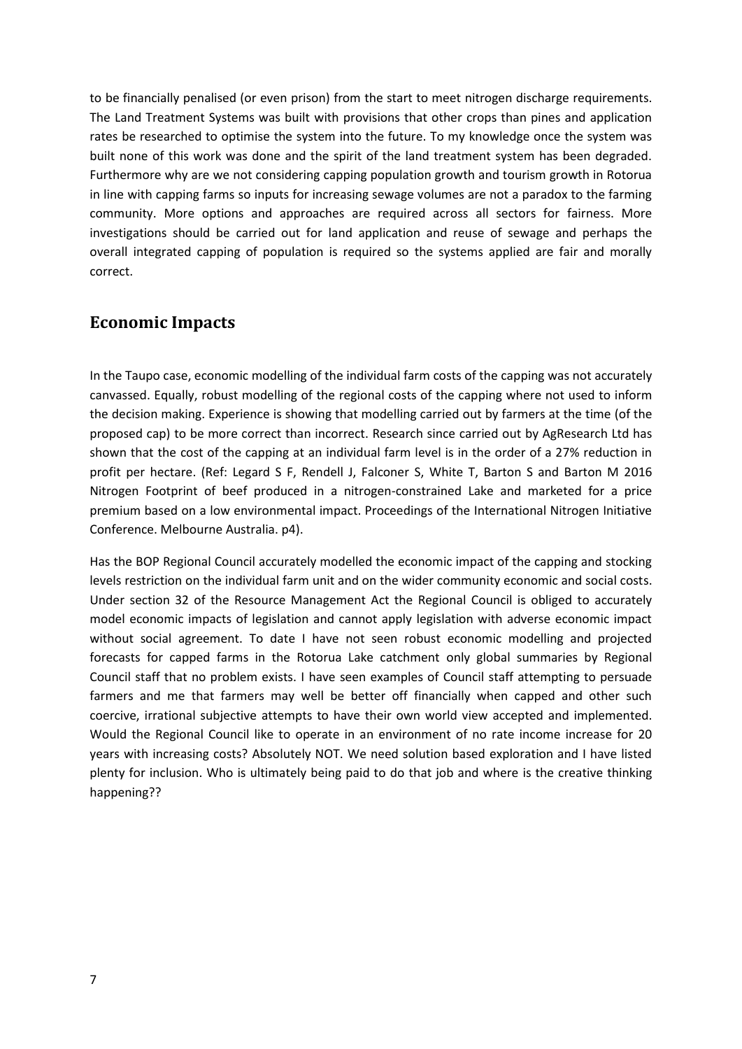to be financially penalised (or even prison) from the start to meet nitrogen discharge requirements. The Land Treatment Systems was built with provisions that other crops than pines and application rates be researched to optimise the system into the future. To my knowledge once the system was built none of this work was done and the spirit of the land treatment system has been degraded. Furthermore why are we not considering capping population growth and tourism growth in Rotorua in line with capping farms so inputs for increasing sewage volumes are not a paradox to the farming community. More options and approaches are required across all sectors for fairness. More investigations should be carried out for land application and reuse of sewage and perhaps the overall integrated capping of population is required so the systems applied are fair and morally correct.

## Economic Impacts

In the Taupo case, economic modelling of the individual farm costs of the capping was not accurately canvassed. Equally, robust modelling of the regional costs of the capping where not used to inform the decision making. Experience is showing that modelling carried out by farmers at the time (of the proposed cap) to be more correct than incorrect. Research since carried out by AgResearch Ltd has shown that the cost of the capping at an individual farm level is in the order of a 27% reduction in profit per hectare. (Ref: Legard S F, Rendell J, Falconer S, White T, Barton S and Barton M 2016 Nitrogen Footprint of beef produced in a nitrogen-constrained Lake and marketed for a price premium based on a low environmental impact. Proceedings of the International Nitrogen Initiative Conference. Melbourne Australia. p4).

Has the BOP Regional Council accurately modelled the economic impact of the capping and stocking levels restriction on the individual farm unit and on the wider community economic and social costs. Under section 32 of the Resource Management Act the Regional Council is obliged to accurately model economic impacts of legislation and cannot apply legislation with adverse economic impact without social agreement. To date I have not seen robust economic modelling and projected forecasts for capped farms in the Rotorua Lake catchment only global summaries by Regional Council staff that no problem exists. I have seen examples of Council staff attempting to persuade farmers and me that farmers may well be better off financially when capped and other such coercive, irrational subjective attempts to have their own world view accepted and implemented. Would the Regional Council like to operate in an environment of no rate income increase for 20 years with increasing costs? Absolutely NOT. We need solution based exploration and I have listed plenty for inclusion. Who is ultimately being paid to do that job and where is the creative thinking happening??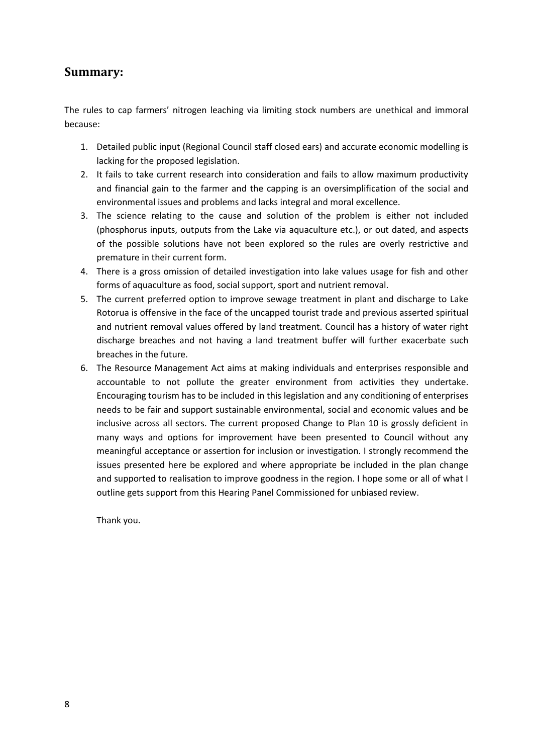## Summary:

The rules to cap farmers' nitrogen leaching via limiting stock numbers are unethical and immoral because:

1. Detailed public input (Regional Council staff closed ears) and accurate economic modelling is lacking for the proposed legislation.
2. It fails to take current research into consideration and fails to allow maximum productivity and financial gain to the farmer and the capping is an oversimplification of the social and environmental issues and problems and lacks integral and moral excellence.
3. The science relating to the cause and solution of the problem is either not included (phosphorus inputs, outputs from the Lake via aquaculture etc.), or out dated, and aspects of the possible solutions have not been explored so the rules are overly restrictive and premature in their current form.
4. There is a gross omission of detailed investigation into lake values usage for fish and other forms of aquaculture as food, social support, sport and nutrient removal.
5. The current preferred option to improve sewage treatment in plant and discharge to Lake Rotorua is offensive in the face of the uncapped tourist trade and previous asserted spiritual and nutrient removal values offered by land treatment. Council has a history of water right discharge breaches and not having a land treatment buffer will further exacerbate such breaches in the future.
6. The Resource Management Act aims at making individuals and enterprises responsible and accountable to not pollute the greater environment from activities they undertake. Encouraging tourism has to be included in this legislation and any conditioning of enterprises needs to be fair and support sustainable environmental, social and economic values and be inclusive across all sectors. The current proposed Change to Plan 10 is grossly deficient in many ways and options for improvement have been presented to Council without any meaningful acceptance or assertion for inclusion or investigation. I strongly recommend the issues presented here be explored and where appropriate be included in the plan change and supported to realisation to improve goodness in the region. I hope some or all of what I outline gets support from this Hearing Panel Commissioned for unbiased review.

   Thank you.